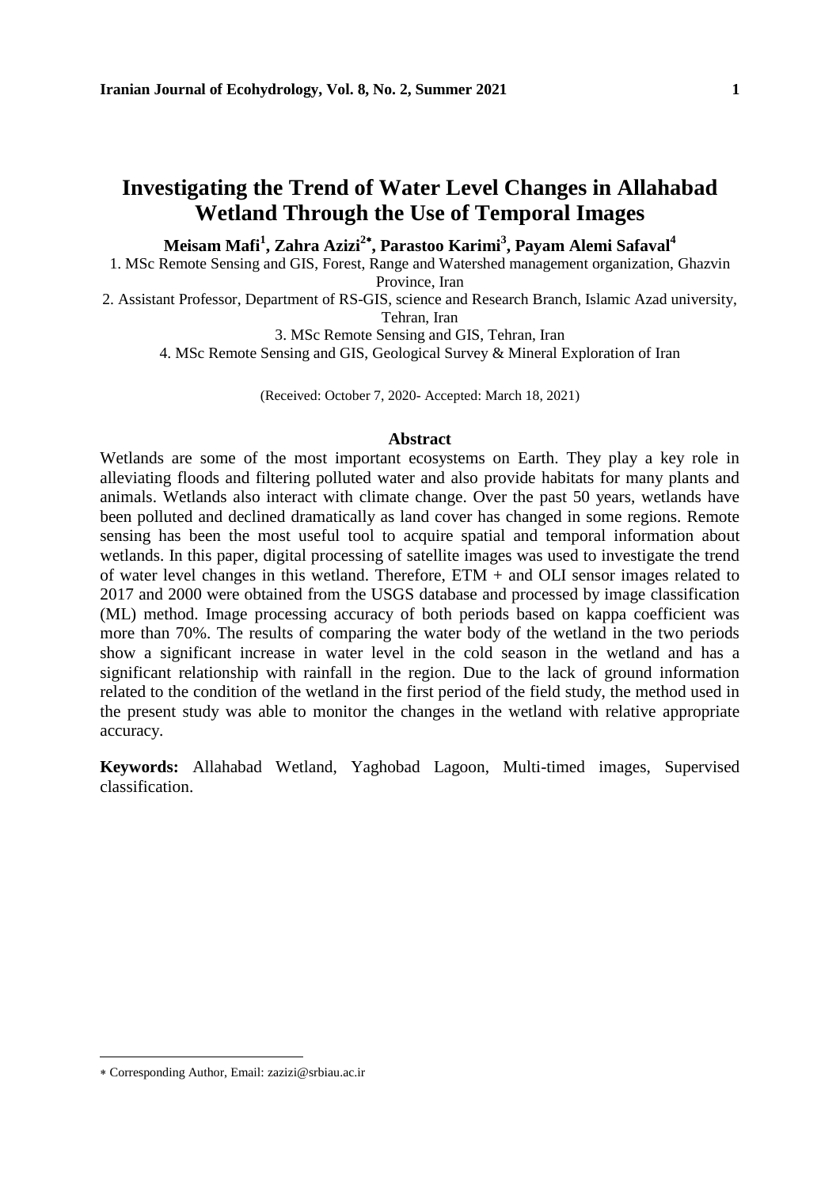# Investigating the Trend of Water Level Changes in Allahabad Wetland Through the Use of Temporal Images

**Meisam Mafi[1], Zahra Azizi[2*], Parastoo Karimi[3], Payam Alemi Safaval[4]**

1. MSc Remote Sensing and GIS, Forest, Range and Watershed management organization, Ghazvin Province, Iran
2. Assistant Professor, Department of RS-GIS, science and Research Branch, Islamic Azad university, Tehran, Iran
3. MSc Remote Sensing and GIS, Tehran, Iran
4. MSc Remote Sensing and GIS, Geological Survey & Mineral Exploration of Iran

(Received: October 7, 2020- Accepted: March 18, 2021)

## Abstract

Wetlands are some of the most important ecosystems on Earth. They play a key role in alleviating floods and filtering polluted water and also provide habitats for many plants and animals. Wetlands also interact with climate change. Over the past 50 years, wetlands have been polluted and declined dramatically as land cover has changed in some regions. Remote sensing has been the most useful tool to acquire spatial and temporal information about wetlands. In this paper, digital processing of satellite images was used to investigate the trend of water level changes in this wetland. Therefore, ETM + and OLI sensor images related to 2017 and 2000 were obtained from the USGS database and processed by image classification (ML) method. Image processing accuracy of both periods based on kappa coefficient was more than 70%. The results of comparing the water body of the wetland in the two periods show a significant increase in water level in the cold season in the wetland and has a significant relationship with rainfall in the region. Due to the lack of ground information related to the condition of the wetland in the first period of the field study, the method used in the present study was able to monitor the changes in the wetland with relative appropriate accuracy.

**Keywords:** Allahabad Wetland, Yaghobad Lagoon, Multi-timed images, Supervised classification.

* Corresponding Author, Email: zazizi@srbiau.ac.ir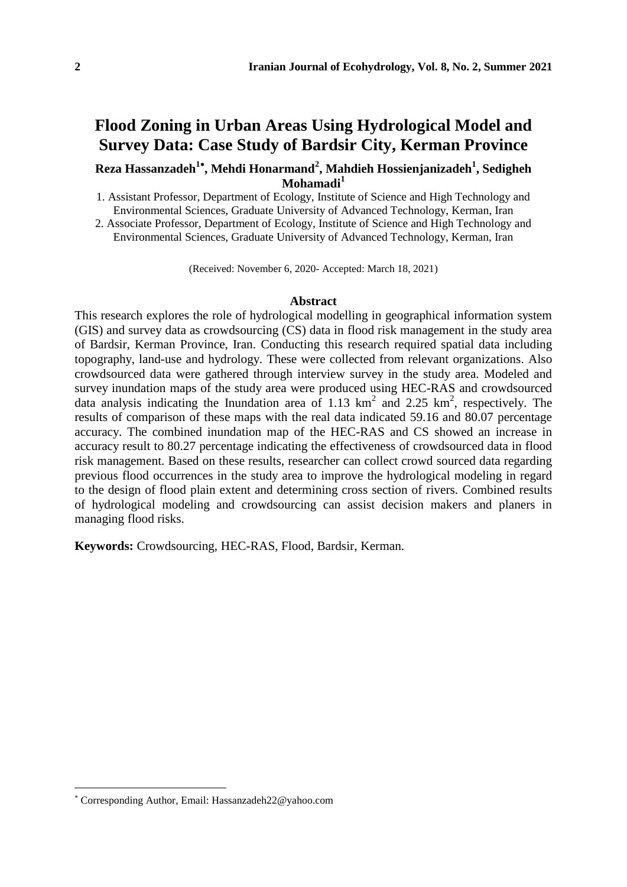# Flood Zoning in Urban Areas Using Hydrological Model and Survey Data: Case Study of Bardsir City, Kerman Province

**Reza Hassanzadeh[1*], Mehdi Honarmand[2], Mahdieh Hossienjanizadeh[1], Sedigheh Mohamadi[1]**

1. Assistant Professor, Department of Ecology, Institute of Science and High Technology and Environmental Sciences, Graduate University of Advanced Technology, Kerman, Iran
2. Associate Professor, Department of Ecology, Institute of Science and High Technology and Environmental Sciences, Graduate University of Advanced Technology, Kerman, Iran

(Received: November 6, 2020- Accepted: March 18, 2021)

## Abstract

This research explores the role of hydrological modelling in geographical information system (GIS) and survey data as crowdsourcing (CS) data in flood risk management in the study area of Bardsir, Kerman Province, Iran. Conducting this research required spatial data including topography, land-use and hydrology. These were collected from relevant organizations. Also crowdsourced data were gathered through interview survey in the study area. Modeled and survey inundation maps of the study area were produced using HEC-RAS and crowdsourced data analysis indicating the Inundation area of 1.13 $km^2$ and 2.25 $km^2$, respectively. The results of comparison of these maps with the real data indicated 59.16 and 80.07 percentage accuracy. The combined inundation map of the HEC-RAS and CS showed an increase in accuracy result to 80.27 percentage indicating the effectiveness of crowdsourced data in flood risk management. Based on these results, researcher can collect crowd sourced data regarding previous flood occurrences in the study area to improve the hydrological modeling in regard to the design of flood plain extent and determining cross section of rivers. Combined results of hydrological modeling and crowdsourcing can assist decision makers and planers in managing flood risks.

**Keywords:** Crowdsourcing, HEC-RAS, Flood, Bardsir, Kerman.

[*] Corresponding Author, Email: Hassanzadeh22@yahoo.com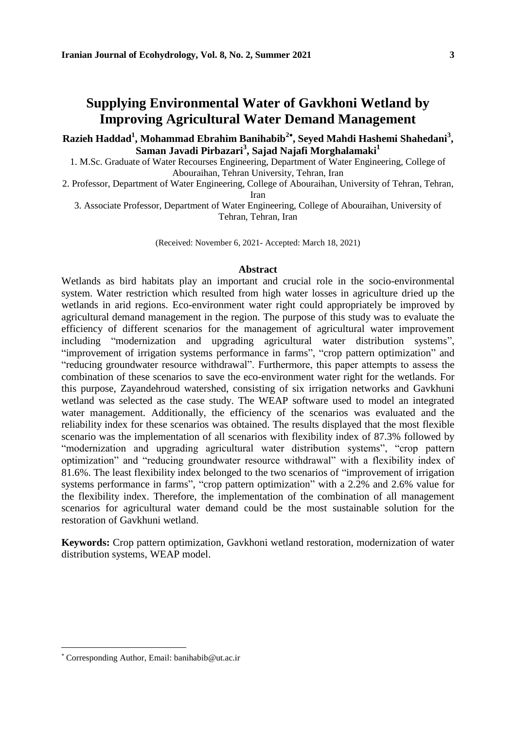# Supplying Environmental Water of Gavkhoni Wetland by Improving Agricultural Water Demand Management

**Razieh Haddad[1], Mohammad Ebrahim Banihabib[2*], Seyed Mahdi Hashemi Shahedani[3], Saman Javadi Pirbazari[3], Sajad Najafi Morghalamaki[1]**

1. M.Sc. Graduate of Water Recourses Engineering, Department of Water Engineering, College of Abouraihan, Tehran University, Tehran, Iran
2. Professor, Department of Water Engineering, College of Abouraihan, University of Tehran, Tehran, Iran
3. Associate Professor, Department of Water Engineering, College of Abouraihan, University of Tehran, Tehran, Iran

(Received: November 6, 2021- Accepted: March 18, 2021)

## Abstract

Wetlands as bird habitats play an important and crucial role in the socio-environmental system. Water restriction which resulted from high water losses in agriculture dried up the wetlands in arid regions. Eco-environment water right could appropriately be improved by agricultural demand management in the region. The purpose of this study was to evaluate the efficiency of different scenarios for the management of agricultural water improvement including "modernization and upgrading agricultural water distribution systems", "improvement of irrigation systems performance in farms", "crop pattern optimization" and "reducing groundwater resource withdrawal". Furthermore, this paper attempts to assess the combination of these scenarios to save the eco-environment water right for the wetlands. For this purpose, Zayandehroud watershed, consisting of six irrigation networks and Gavkhuni wetland was selected as the case study. The WEAP software used to model an integrated water management. Additionally, the efficiency of the scenarios was evaluated and the reliability index for these scenarios was obtained. The results displayed that the most flexible scenario was the implementation of all scenarios with flexibility index of 87.3% followed by "modernization and upgrading agricultural water distribution systems", "crop pattern optimization" and "reducing groundwater resource withdrawal" with a flexibility index of 81.6%. The least flexibility index belonged to the two scenarios of "improvement of irrigation systems performance in farms", "crop pattern optimization" with a 2.2% and 2.6% value for the flexibility index. Therefore, the implementation of the combination of all management scenarios for agricultural water demand could be the most sustainable solution for the restoration of Gavkhuni wetland.

**Keywords:** Crop pattern optimization, Gavkhoni wetland restoration, modernization of water distribution systems, WEAP model.

---

[*] Corresponding Author, Email: banihabib@ut.ac.ir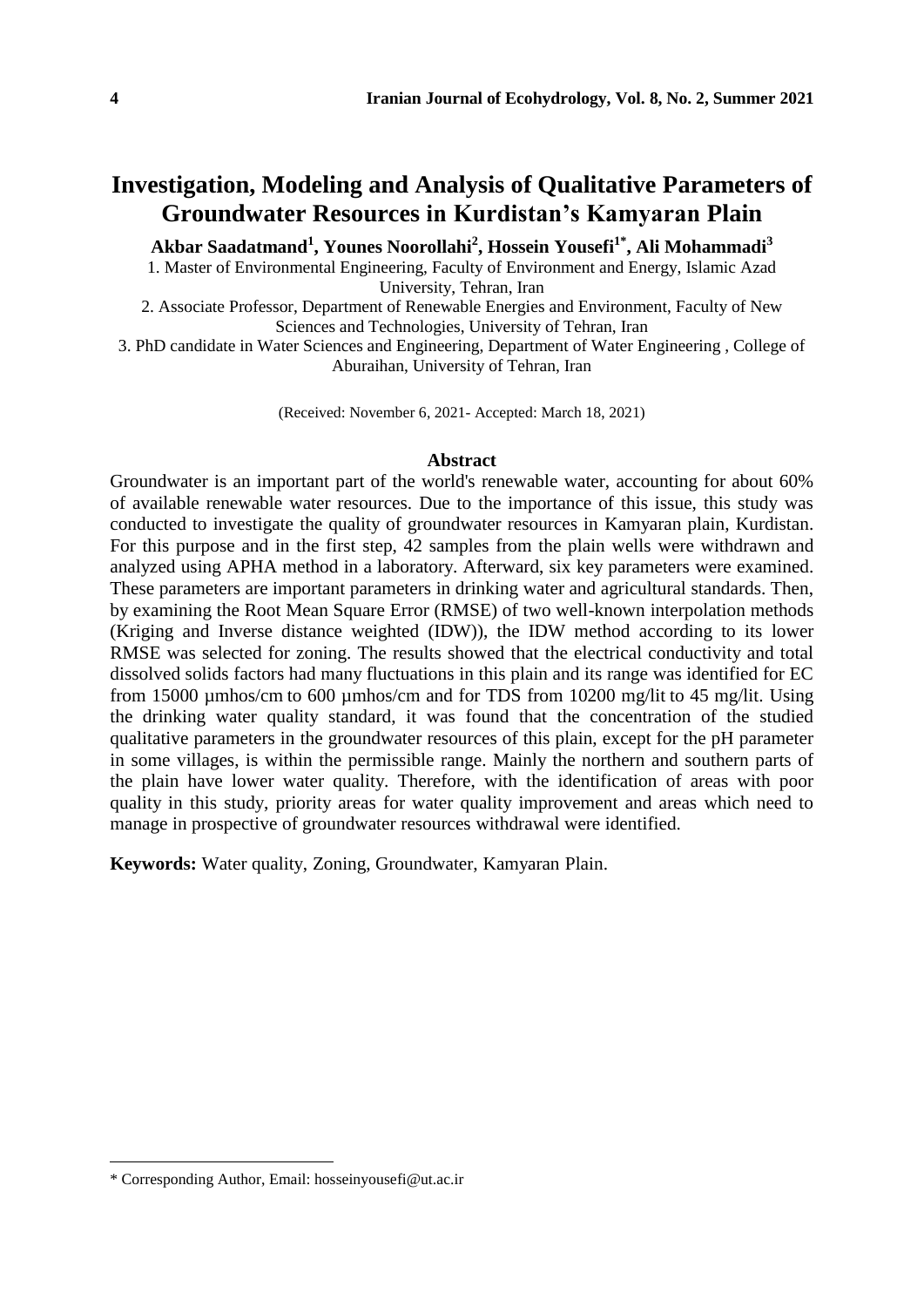# Investigation, Modeling and Analysis of Qualitative Parameters of Groundwater Resources in Kurdistan's Kamyaran Plain

**Akbar Saadatmand[1], Younes Noorollahi[2], Hossein Yousefi[1*], Ali Mohammadi[3]**

1. Master of Environmental Engineering, Faculty of Environment and Energy, Islamic Azad University, Tehran, Iran
2. Associate Professor, Department of Renewable Energies and Environment, Faculty of New Sciences and Technologies, University of Tehran, Iran
3. PhD candidate in Water Sciences and Engineering, Department of Water Engineering , College of Aburaihan, University of Tehran, Iran

(Received: November 6, 2021- Accepted: March 18, 2021)

## Abstract

Groundwater is an important part of the world's renewable water, accounting for about 60% of available renewable water resources. Due to the importance of this issue, this study was conducted to investigate the quality of groundwater resources in Kamyaran plain, Kurdistan. For this purpose and in the first step, 42 samples from the plain wells were withdrawn and analyzed using APHA method in a laboratory. Afterward, six key parameters were examined. These parameters are important parameters in drinking water and agricultural standards. Then, by examining the Root Mean Square Error (RMSE) of two well-known interpolation methods (Kriging and Inverse distance weighted (IDW)), the IDW method according to its lower RMSE was selected for zoning. The results showed that the electrical conductivity and total dissolved solids factors had many fluctuations in this plain and its range was identified for EC from 15000 µmhos/cm to 600 µmhos/cm and for TDS from 10200 mg/lit to 45 mg/lit. Using the drinking water quality standard, it was found that the concentration of the studied qualitative parameters in the groundwater resources of this plain, except for the pH parameter in some villages, is within the permissible range. Mainly the northern and southern parts of the plain have lower water quality. Therefore, with the identification of areas with poor quality in this study, priority areas for water quality improvement and areas which need to manage in prospective of groundwater resources withdrawal were identified.

**Keywords:** Water quality, Zoning, Groundwater, Kamyaran Plain.

---

* Corresponding Author, Email: hosseinyousefi@ut.ac.ir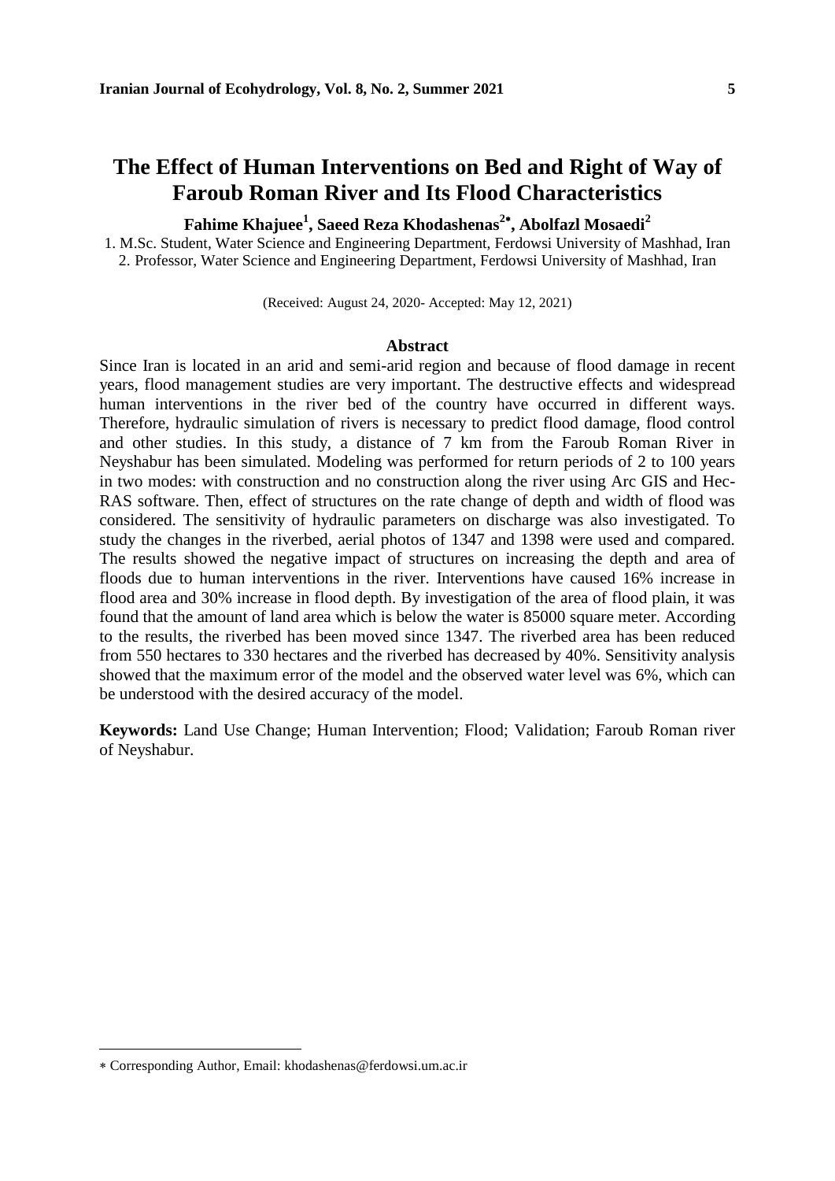# The Effect of Human Interventions on Bed and Right of Way of Faroub Roman River and Its Flood Characteristics

**Fahime Khajuee[1], Saeed Reza Khodashenas[2*], Abolfazl Mosaedi[2]**

1. M.Sc. Student, Water Science and Engineering Department, Ferdowsi University of Mashhad, Iran
2. Professor, Water Science and Engineering Department, Ferdowsi University of Mashhad, Iran

(Received: August 24, 2020- Accepted: May 12, 2021)

## Abstract

Since Iran is located in an arid and semi-arid region and because of flood damage in recent years, flood management studies are very important. The destructive effects and widespread human interventions in the river bed of the country have occurred in different ways. Therefore, hydraulic simulation of rivers is necessary to predict flood damage, flood control and other studies. In this study, a distance of 7 km from the Faroub Roman River in Neyshabur has been simulated. Modeling was performed for return periods of 2 to 100 years in two modes: with construction and no construction along the river using Arc GIS and Hec-RAS software. Then, effect of structures on the rate change of depth and width of flood was considered. The sensitivity of hydraulic parameters on discharge was also investigated. To study the changes in the riverbed, aerial photos of 1347 and 1398 were used and compared. The results showed the negative impact of structures on increasing the depth and area of floods due to human interventions in the river. Interventions have caused 16% increase in flood area and 30% increase in flood depth. By investigation of the area of flood plain, it was found that the amount of land area which is below the water is 85000 square meter. According to the results, the riverbed has been moved since 1347. The riverbed area has been reduced from 550 hectares to 330 hectares and the riverbed has decreased by 40%. Sensitivity analysis showed that the maximum error of the model and the observed water level was 6%, which can be understood with the desired accuracy of the model.

**Keywords:** Land Use Change; Human Intervention; Flood; Validation; Faroub Roman river of Neyshabur.

---

* Corresponding Author, Email: khodashenas@ferdowsi.um.ac.ir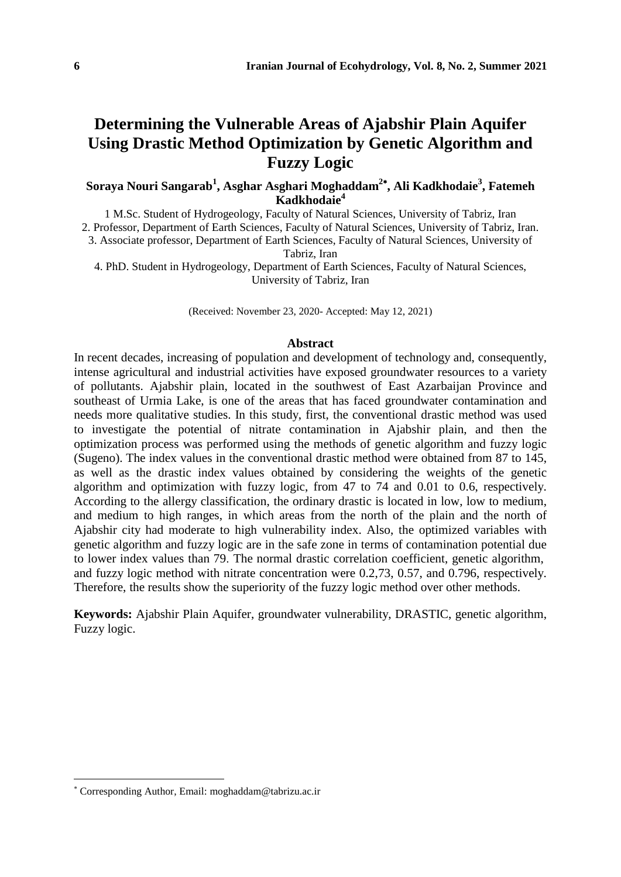# Determining the Vulnerable Areas of Ajabshir Plain Aquifer Using Drastic Method Optimization by Genetic Algorithm and Fuzzy Logic

**Soraya Nouri Sangarab[1], Asghar Asghari Moghaddam[2*], Ali Kadkhodaie[3], Fatemeh Kadkhodaie[4]**

1 M.Sc. Student of Hydrogeology, Faculty of Natural Sciences, University of Tabriz, Iran

2. Professor, Department of Earth Sciences, Faculty of Natural Sciences, University of Tabriz, Iran.

3. Associate professor, Department of Earth Sciences, Faculty of Natural Sciences, University of Tabriz, Iran

4. PhD. Student in Hydrogeology, Department of Earth Sciences, Faculty of Natural Sciences, University of Tabriz, Iran

(Received: November 23, 2020- Accepted: May 12, 2021)

## Abstract

In recent decades, increasing of population and development of technology and, consequently, intense agricultural and industrial activities have exposed groundwater resources to a variety of pollutants. Ajabshir plain, located in the southwest of East Azarbaijan Province and southeast of Urmia Lake, is one of the areas that has faced groundwater contamination and needs more qualitative studies. In this study, first, the conventional drastic method was used to investigate the potential of nitrate contamination in Ajabshir plain, and then the optimization process was performed using the methods of genetic algorithm and fuzzy logic (Sugeno). The index values in the conventional drastic method were obtained from 87 to 145, as well as the drastic index values obtained by considering the weights of the genetic algorithm and optimization with fuzzy logic, from 47 to 74 and 0.01 to 0.6, respectively. According to the allergy classification, the ordinary drastic is located in low, low to medium, and medium to high ranges, in which areas from the north of the plain and the north of Ajabshir city had moderate to high vulnerability index. Also, the optimized variables with genetic algorithm and fuzzy logic are in the safe zone in terms of contamination potential due to lower index values than 79. The normal drastic correlation coefficient, genetic algorithm, and fuzzy logic method with nitrate concentration were 0.2,73, 0.57, and 0.796, respectively. Therefore, the results show the superiority of the fuzzy logic method over other methods.

**Keywords:** Ajabshir Plain Aquifer, groundwater vulnerability, DRASTIC, genetic algorithm, Fuzzy logic.

---

* Corresponding Author, Email: moghaddam@tabrizu.ac.ir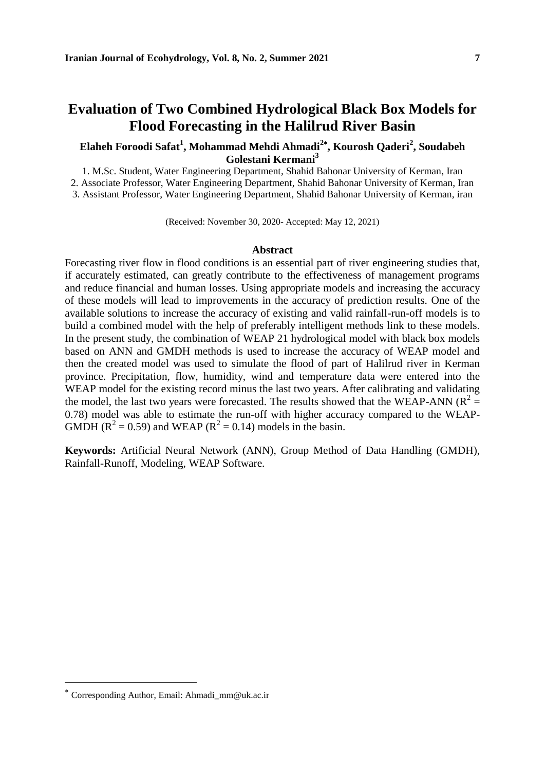# Evaluation of Two Combined Hydrological Black Box Models for Flood Forecasting in the Halilrud River Basin

**Elaheh Foroodi Safat[1], Mohammad Mehdi Ahmadi[2*], Kourosh Qaderi[2], Soudabeh Golestani Kermani[3]**

1. M.Sc. Student, Water Engineering Department, Shahid Bahonar University of Kerman, Iran
2. Associate Professor, Water Engineering Department, Shahid Bahonar University of Kerman, Iran
3. Assistant Professor, Water Engineering Department, Shahid Bahonar University of Kerman, iran

(Received: November 30, 2020- Accepted: May 12, 2021)

## Abstract

Forecasting river flow in flood conditions is an essential part of river engineering studies that, if accurately estimated, can greatly contribute to the effectiveness of management programs and reduce financial and human losses. Using appropriate models and increasing the accuracy of these models will lead to improvements in the accuracy of prediction results. One of the available solutions to increase the accuracy of existing and valid rainfall-run-off models is to build a combined model with the help of preferably intelligent methods link to these models. In the present study, the combination of WEAP 21 hydrological model with black box models based on ANN and GMDH methods is used to increase the accuracy of WEAP model and then the created model was used to simulate the flood of part of Halilrud river in Kerman province. Precipitation, flow, humidity, wind and temperature data were entered into the WEAP model for the existing record minus the last two years. After calibrating and validating the model, the last two years were forecasted. The results showed that the WEAP-ANN ($R^2$ = 0.78) model was able to estimate the run-off with higher accuracy compared to the WEAP-GMDH ($R^2$ = 0.59) and WEAP ($R^2$ = 0.14) models in the basin.

**Keywords:** Artificial Neural Network (ANN), Group Method of Data Handling (GMDH), Rainfall-Runoff, Modeling, WEAP Software.

* Corresponding Author, Email: Ahmadi_mm@uk.ac.ir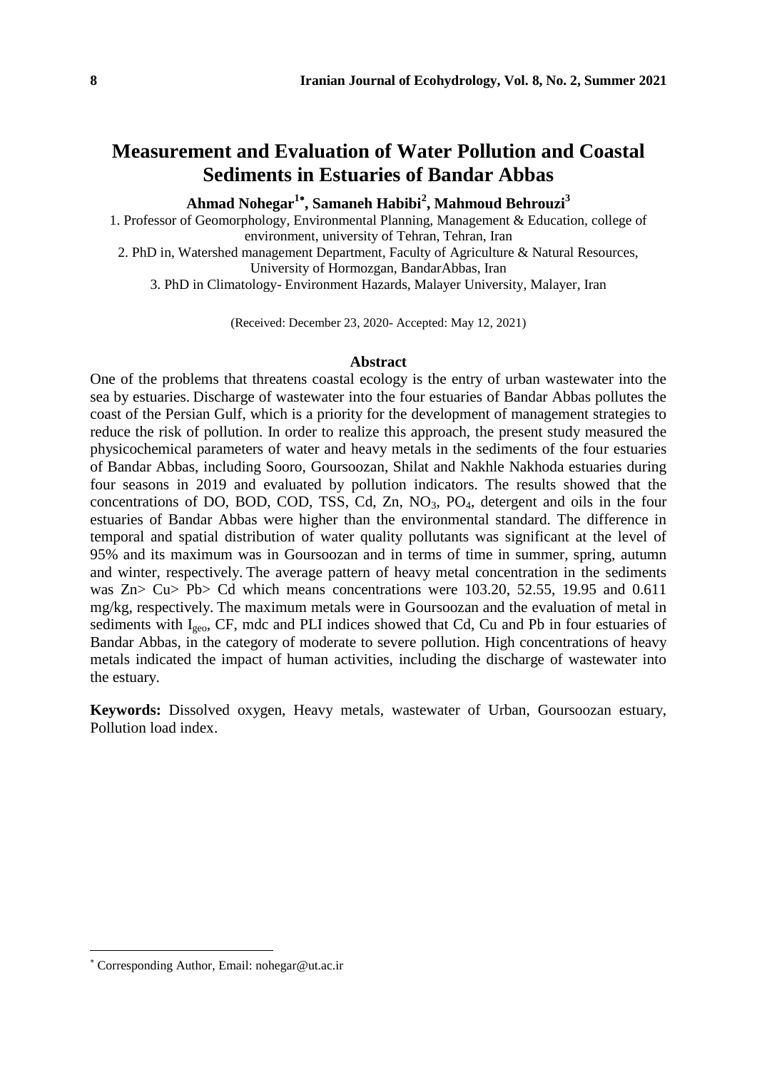# Measurement and Evaluation of Water Pollution and Coastal Sediments in Estuaries of Bandar Abbas

**Ahmad Nohegar[1*], Samaneh Habibi[2], Mahmoud Behrouzi[3]**

1. Professor of Geomorphology, Environmental Planning, Management & Education, college of environment, university of Tehran, Tehran, Iran
2. PhD in, Watershed management Department, Faculty of Agriculture & Natural Resources, University of Hormozgan, BandarAbbas, Iran
3. PhD in Climatology- Environment Hazards, Malayer University, Malayer, Iran

(Received: December 23, 2020- Accepted: May 12, 2021)

## Abstract

One of the problems that threatens coastal ecology is the entry of urban wastewater into the sea by estuaries. Discharge of wastewater into the four estuaries of Bandar Abbas pollutes the coast of the Persian Gulf, which is a priority for the development of management strategies to reduce the risk of pollution. In order to realize this approach, the present study measured the physicochemical parameters of water and heavy metals in the sediments of the four estuaries of Bandar Abbas, including Sooro, Goursoozan, Shilat and Nakhle Nakhoda estuaries during four seasons in 2019 and evaluated by pollution indicators. The results showed that the concentrations of DO, BOD, COD, TSS, Cd, Zn, $NO_3$, $PO_4$, detergent and oils in the four estuaries of Bandar Abbas were higher than the environmental standard. The difference in temporal and spatial distribution of water quality pollutants was significant at the level of 95% and its maximum was in Goursoozan and in terms of time in summer, spring, autumn and winter, respectively. The average pattern of heavy metal concentration in the sediments was Zn> Cu> Pb> Cd which means concentrations were 103.20, 52.55, 19.95 and 0.611 mg/kg, respectively. The maximum metals were in Goursoozan and the evaluation of metal in sediments with $I_{geo}$, CF, mdc and PLI indices showed that Cd, Cu and Pb in four estuaries of Bandar Abbas, in the category of moderate to severe pollution. High concentrations of heavy metals indicated the impact of human activities, including the discharge of wastewater into the estuary.

**Keywords:** Dissolved oxygen, Heavy metals, wastewater of Urban, Goursoozan estuary, Pollution load index.

---

* Corresponding Author, Email: nohegar@ut.ac.ir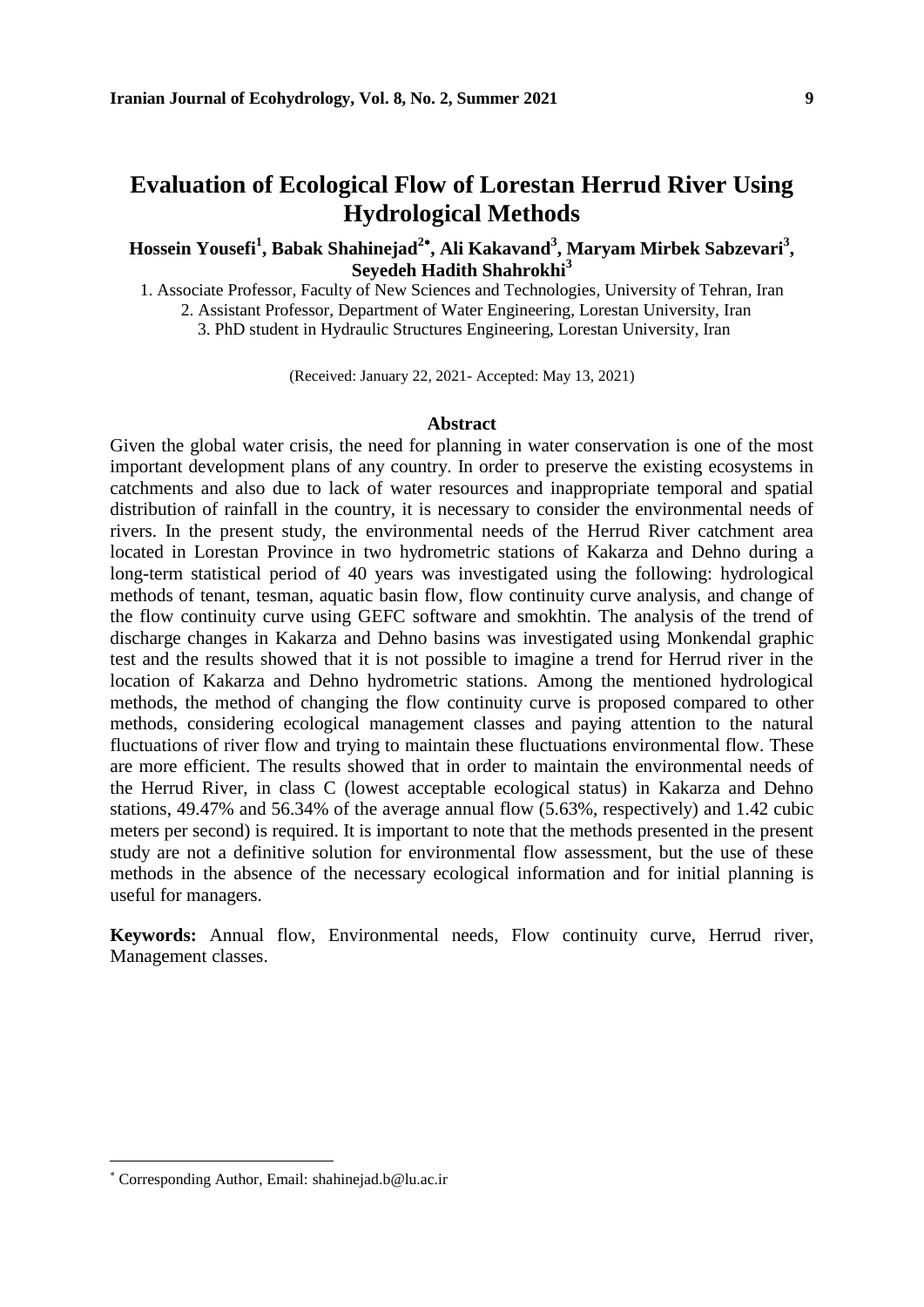# Evaluation of Ecological Flow of Lorestan Herrud River Using Hydrological Methods

**Hossein Yousefi[1], Babak Shahinejad[2*], Ali Kakavand[3], Maryam Mirbek Sabzevari[3], Seyedeh Hadith Shahrokhi[3]**

1. Associate Professor, Faculty of New Sciences and Technologies, University of Tehran, Iran
2. Assistant Professor, Department of Water Engineering, Lorestan University, Iran
3. PhD student in Hydraulic Structures Engineering, Lorestan University, Iran

(Received: January 22, 2021- Accepted: May 13, 2021)

## Abstract

Given the global water crisis, the need for planning in water conservation is one of the most important development plans of any country. In order to preserve the existing ecosystems in catchments and also due to lack of water resources and inappropriate temporal and spatial distribution of rainfall in the country, it is necessary to consider the environmental needs of rivers. In the present study, the environmental needs of the Herrud River catchment area located in Lorestan Province in two hydrometric stations of Kakarza and Dehno during a long-term statistical period of 40 years was investigated using the following: hydrological methods of tenant, tesman, aquatic basin flow, flow continuity curve analysis, and change of the flow continuity curve using GEFC software and smokhtin. The analysis of the trend of discharge changes in Kakarza and Dehno basins was investigated using Monkendal graphic test and the results showed that it is not possible to imagine a trend for Herrud river in the location of Kakarza and Dehno hydrometric stations. Among the mentioned hydrological methods, the method of changing the flow continuity curve is proposed compared to other methods, considering ecological management classes and paying attention to the natural fluctuations of river flow and trying to maintain these fluctuations environmental flow. These are more efficient. The results showed that in order to maintain the environmental needs of the Herrud River, in class C (lowest acceptable ecological status) in Kakarza and Dehno stations, 49.47% and 56.34% of the average annual flow (5.63%, respectively) and 1.42 cubic meters per second) is required. It is important to note that the methods presented in the present study are not a definitive solution for environmental flow assessment, but the use of these methods in the absence of the necessary ecological information and for initial planning is useful for managers.

**Keywords:** Annual flow, Environmental needs, Flow continuity curve, Herrud river, Management classes.

---

* Corresponding Author, Email: shahinejad.b@lu.ac.ir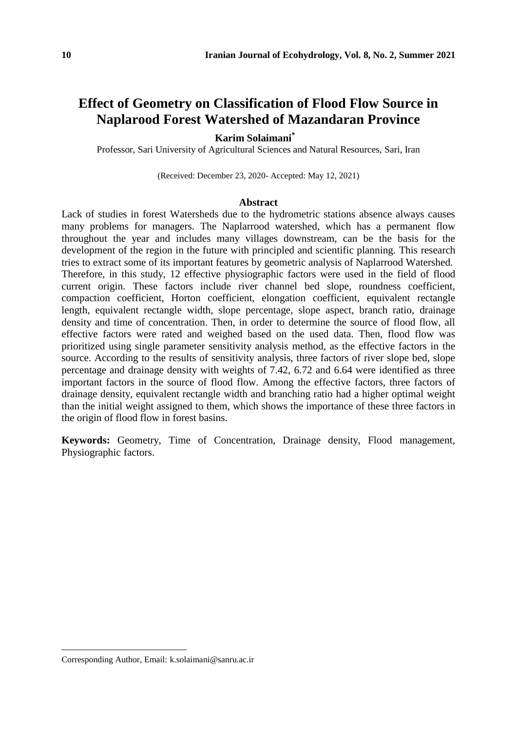# Effect of Geometry on Classification of Flood Flow Source in Naplarood Forest Watershed of Mazandaran Province

**Karim Solaimani***

Professor, Sari University of Agricultural Sciences and Natural Resources, Sari, Iran

(Received: December 23, 2020- Accepted: May 12, 2021)

## Abstract

Lack of studies in forest Watersheds due to the hydrometric stations absence always causes many problems for managers. The Naplarrood watershed, which has a permanent flow throughout the year and includes many villages downstream, can be the basis for the development of the region in the future with principled and scientific planning. This research tries to extract some of its important features by geometric analysis of Naplarrood Watershed. Therefore, in this study, 12 effective physiographic factors were used in the field of flood current origin. These factors include river channel bed slope, roundness coefficient, compaction coefficient, Horton coefficient, elongation coefficient, equivalent rectangle length, equivalent rectangle width, slope percentage, slope aspect, branch ratio, drainage density and time of concentration. Then, in order to determine the source of flood flow, all effective factors were rated and weighed based on the used data. Then, flood flow was prioritized using single parameter sensitivity analysis method, as the effective factors in the source. According to the results of sensitivity analysis, three factors of river slope bed, slope percentage and drainage density with weights of 7.42, 6.72 and 6.64 were identified as three important factors in the source of flood flow. Among the effective factors, three factors of drainage density, equivalent rectangle width and branching ratio had a higher optimal weight than the initial weight assigned to them, which shows the importance of these three factors in the origin of flood flow in forest basins.

**Keywords:** Geometry, Time of Concentration, Drainage density, Flood management, Physiographic factors.

---

Corresponding Author, Email: k.solaimani@sanru.ac.ir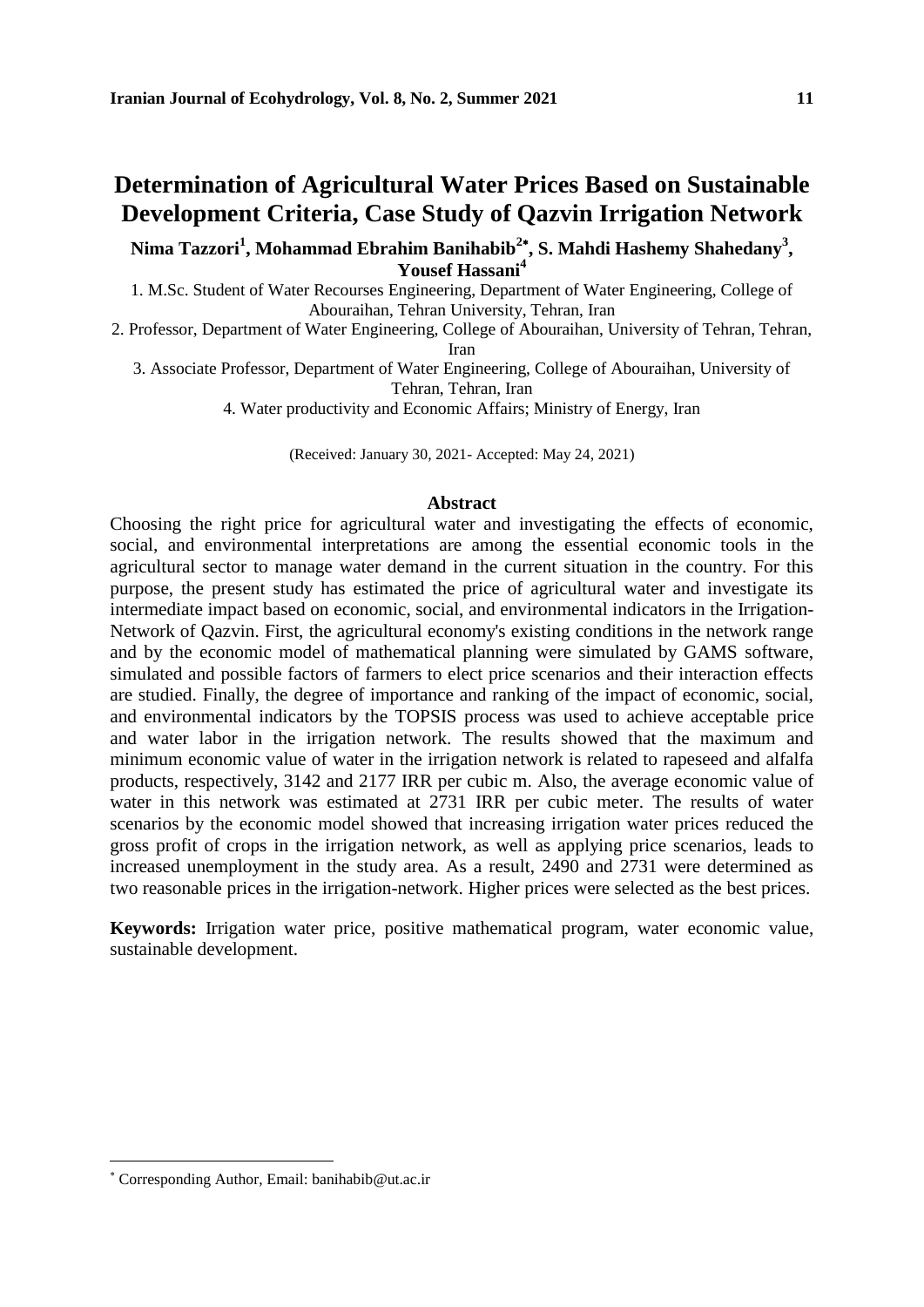# Determination of Agricultural Water Prices Based on Sustainable Development Criteria, Case Study of Qazvin Irrigation Network

**Nima Tazzori[1], Mohammad Ebrahim Banihabib[2*], S. Mahdi Hashemy Shahedany[3], Yousef Hassani[4]**

1. M.Sc. Student of Water Recourses Engineering, Department of Water Engineering, College of Abouraihan, Tehran University, Tehran, Iran
2. Professor, Department of Water Engineering, College of Abouraihan, University of Tehran, Tehran, Iran
3. Associate Professor, Department of Water Engineering, College of Abouraihan, University of Tehran, Tehran, Iran
4. Water productivity and Economic Affairs; Ministry of Energy, Iran

(Received: January 30, 2021- Accepted: May 24, 2021)

## Abstract

Choosing the right price for agricultural water and investigating the effects of economic, social, and environmental interpretations are among the essential economic tools in the agricultural sector to manage water demand in the current situation in the country. For this purpose, the present study has estimated the price of agricultural water and investigate its intermediate impact based on economic, social, and environmental indicators in the Irrigation-Network of Qazvin. First, the agricultural economy's existing conditions in the network range and by the economic model of mathematical planning were simulated by GAMS software, simulated and possible factors of farmers to elect price scenarios and their interaction effects are studied. Finally, the degree of importance and ranking of the impact of economic, social, and environmental indicators by the TOPSIS process was used to achieve acceptable price and water labor in the irrigation network. The results showed that the maximum and minimum economic value of water in the irrigation network is related to rapeseed and alfalfa products, respectively, 3142 and 2177 IRR per cubic m. Also, the average economic value of water in this network was estimated at 2731 IRR per cubic meter. The results of water scenarios by the economic model showed that increasing irrigation water prices reduced the gross profit of crops in the irrigation network, as well as applying price scenarios, leads to increased unemployment in the study area. As a result, 2490 and 2731 were determined as two reasonable prices in the irrigation-network. Higher prices were selected as the best prices.

**Keywords:** Irrigation water price, positive mathematical program, water economic value, sustainable development.

---

* Corresponding Author, Email: banihabib@ut.ac.ir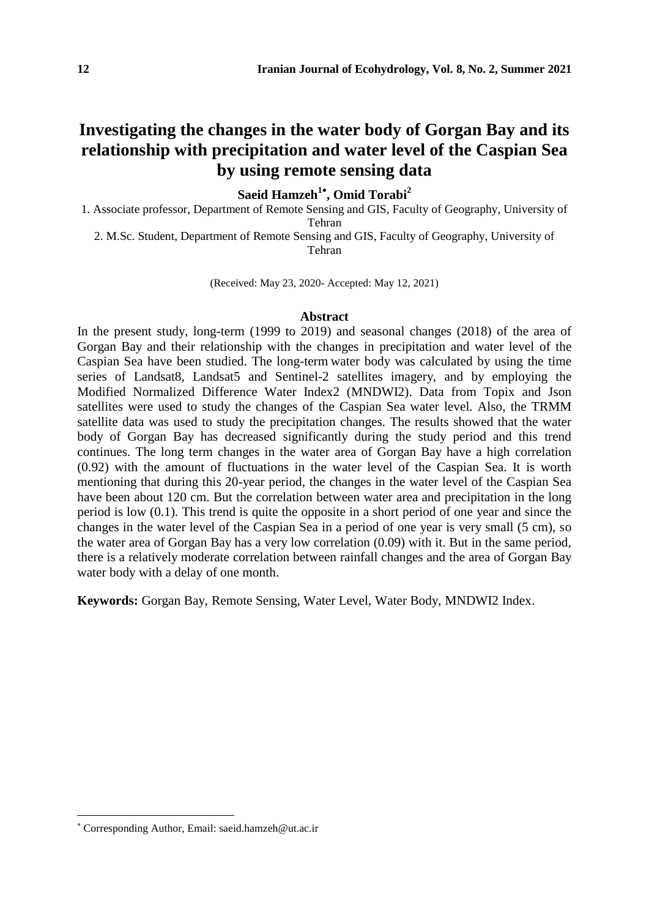# Investigating the changes in the water body of Gorgan Bay and its relationship with precipitation and water level of the Caspian Sea by using remote sensing data

**Saeid Hamzeh[1*], Omid Torabi[2]**

1. Associate professor, Department of Remote Sensing and GIS, Faculty of Geography, University of Tehran
2. M.Sc. Student, Department of Remote Sensing and GIS, Faculty of Geography, University of Tehran

(Received: May 23, 2020- Accepted: May 12, 2021)

## Abstract

In the present study, long-term (1999 to 2019) and seasonal changes (2018) of the area of Gorgan Bay and their relationship with the changes in precipitation and water level of the Caspian Sea have been studied. The long-term water body was calculated by using the time series of Landsat8, Landsat5 and Sentinel-2 satellites imagery, and by employing the Modified Normalized Difference Water Index2 (MNDWI2). Data from Topix and Json satellites were used to study the changes of the Caspian Sea water level. Also, the TRMM satellite data was used to study the precipitation changes. The results showed that the water body of Gorgan Bay has decreased significantly during the study period and this trend continues. The long term changes in the water area of Gorgan Bay have a high correlation (0.92) with the amount of fluctuations in the water level of the Caspian Sea. It is worth mentioning that during this 20-year period, the changes in the water level of the Caspian Sea have been about 120 cm. But the correlation between water area and precipitation in the long period is low (0.1). This trend is quite the opposite in a short period of one year and since the changes in the water level of the Caspian Sea in a period of one year is very small (5 cm), so the water area of Gorgan Bay has a very low correlation (0.09) with it. But in the same period, there is a relatively moderate correlation between rainfall changes and the area of Gorgan Bay water body with a delay of one month.

**Keywords:** Gorgan Bay, Remote Sensing, Water Level, Water Body, MNDWI2 Index.

---

[*] Corresponding Author, Email: saeid.hamzeh@ut.ac.ir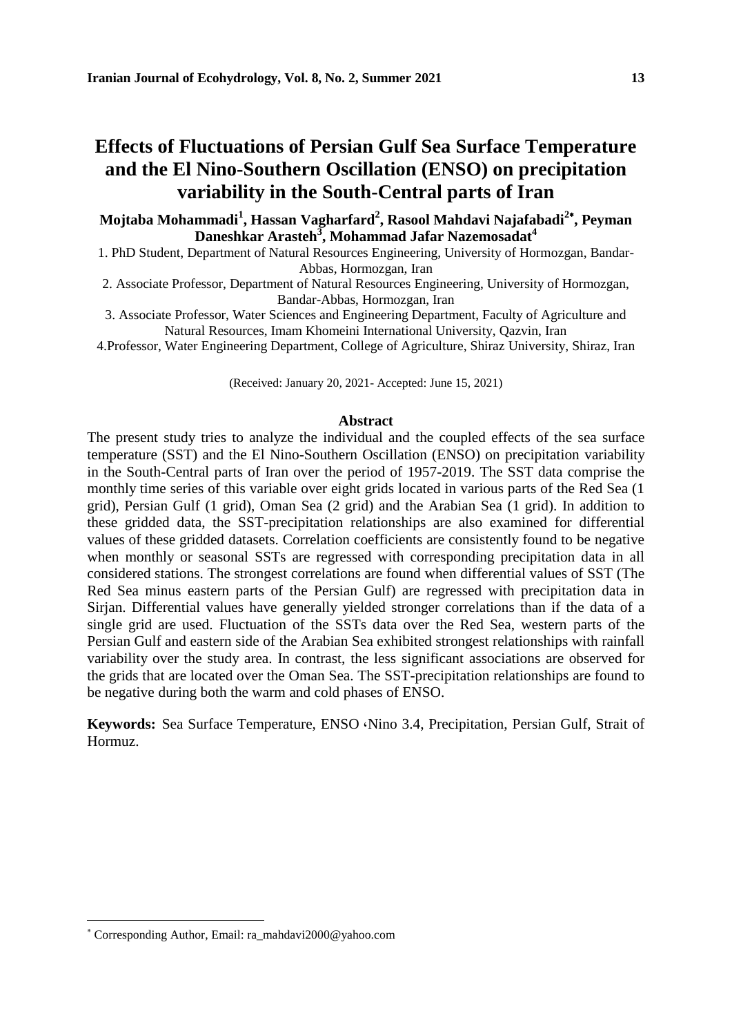# Effects of Fluctuations of Persian Gulf Sea Surface Temperature and the El Nino-Southern Oscillation (ENSO) on precipitation variability in the South-Central parts of Iran

**Mojtaba Mohammadi[1], Hassan Vagharfard[2], Rasool Mahdavi Najafabadi[2*], Peyman Daneshkar Arasteh[3], Mohammad Jafar Nazemosadat[4]**

1. PhD Student, Department of Natural Resources Engineering, University of Hormozgan, Bandar-Abbas, Hormozgan, Iran
2. Associate Professor, Department of Natural Resources Engineering, University of Hormozgan, Bandar-Abbas, Hormozgan, Iran
3. Associate Professor, Water Sciences and Engineering Department, Faculty of Agriculture and Natural Resources, Imam Khomeini International University, Qazvin, Iran
4. Professor, Water Engineering Department, College of Agriculture, Shiraz University, Shiraz, Iran

(Received: January 20, 2021- Accepted: June 15, 2021)

## Abstract

The present study tries to analyze the individual and the coupled effects of the sea surface temperature (SST) and the El Nino-Southern Oscillation (ENSO) on precipitation variability in the South-Central parts of Iran over the period of 1957-2019. The SST data comprise the monthly time series of this variable over eight grids located in various parts of the Red Sea (1 grid), Persian Gulf (1 grid), Oman Sea (2 grid) and the Arabian Sea (1 grid). In addition to these gridded data, the SST-precipitation relationships are also examined for differential values of these gridded datasets. Correlation coefficients are consistently found to be negative when monthly or seasonal SSTs are regressed with corresponding precipitation data in all considered stations. The strongest correlations are found when differential values of SST (The Red Sea minus eastern parts of the Persian Gulf) are regressed with precipitation data in Sirjan. Differential values have generally yielded stronger correlations than if the data of a single grid are used. Fluctuation of the SSTs data over the Red Sea, western parts of the Persian Gulf and eastern side of the Arabian Sea exhibited strongest relationships with rainfall variability over the study area. In contrast, the less significant associations are observed for the grids that are located over the Oman Sea. The SST-precipitation relationships are found to be negative during both the warm and cold phases of ENSO.

**Keywords:** Sea Surface Temperature, ENSO ،Nino 3.4, Precipitation, Persian Gulf, Strait of Hormuz.

---

* Corresponding Author, Email: ra_mahdavi2000@yahoo.com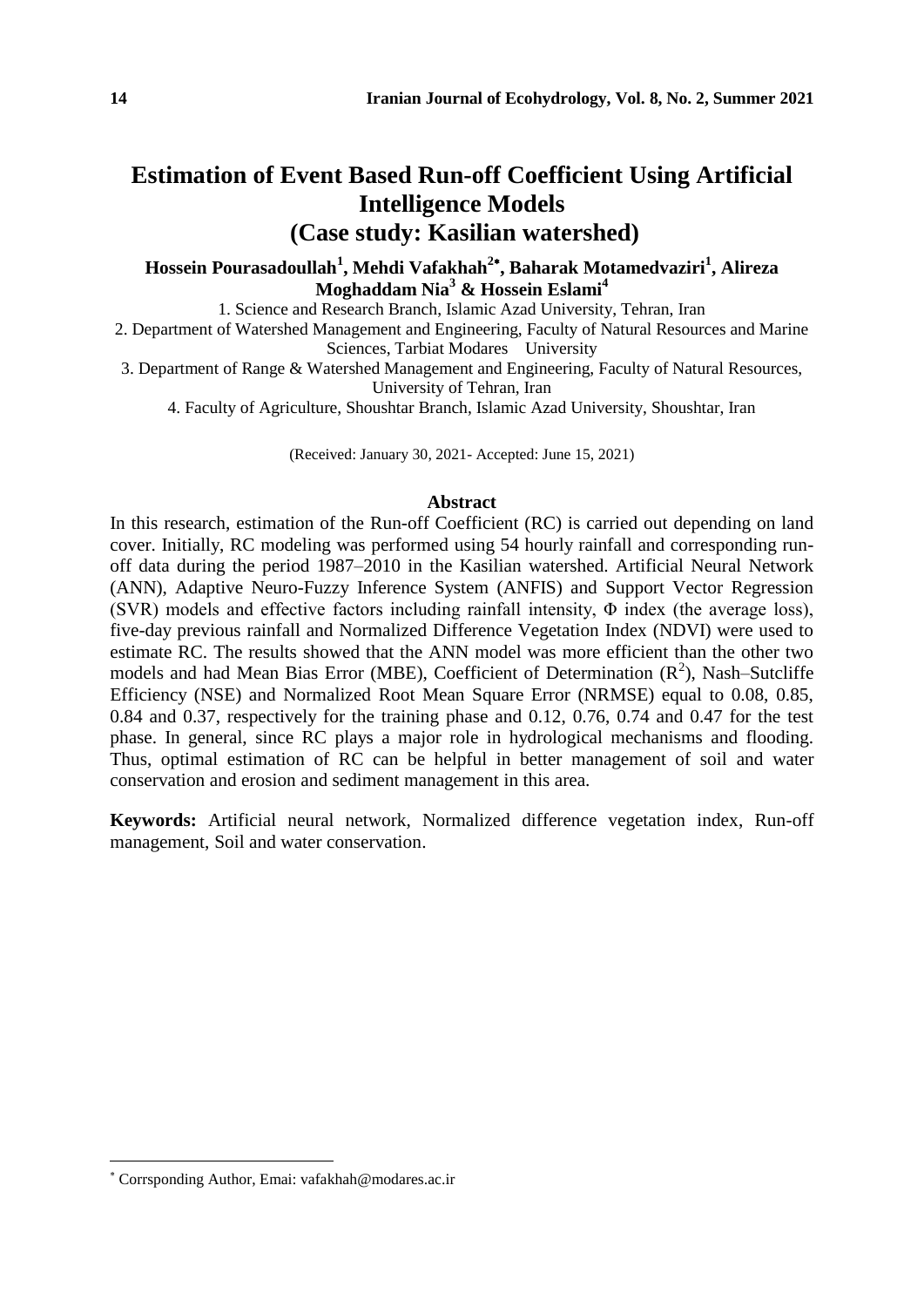# Estimation of Event Based Run-off Coefficient Using Artificial Intelligence Models (Case study: Kasilian watershed)

**Hossein Pourasadoullah[1], Mehdi Vafakhah[2*], Baharak Motamedvaziri[1], Alireza Moghaddam Nia[3] & Hossein Eslami[4]**

1. Science and Research Branch, Islamic Azad University, Tehran, Iran
2. Department of Watershed Management and Engineering, Faculty of Natural Resources and Marine Sciences, Tarbiat Modares University
3. Department of Range & Watershed Management and Engineering, Faculty of Natural Resources, University of Tehran, Iran
4. Faculty of Agriculture, Shoushtar Branch, Islamic Azad University, Shoushtar, Iran

(Received: January 30, 2021- Accepted: June 15, 2021)

## Abstract

In this research, estimation of the Run-off Coefficient (RC) is carried out depending on land cover. Initially, RC modeling was performed using 54 hourly rainfall and corresponding run-off data during the period 1987–2010 in the Kasilian watershed. Artificial Neural Network (ANN), Adaptive Neuro-Fuzzy Inference System (ANFIS) and Support Vector Regression (SVR) models and effective factors including rainfall intensity, Φ index (the average loss), five-day previous rainfall and Normalized Difference Vegetation Index (NDVI) were used to estimate RC. The results showed that the ANN model was more efficient than the other two models and had Mean Bias Error (MBE), Coefficient of Determination ($R^2$), Nash–Sutcliffe Efficiency (NSE) and Normalized Root Mean Square Error (NRMSE) equal to 0.08, 0.85, 0.84 and 0.37, respectively for the training phase and 0.12, 0.76, 0.74 and 0.47 for the test phase. In general, since RC plays a major role in hydrological mechanisms and flooding. Thus, optimal estimation of RC can be helpful in better management of soil and water conservation and erosion and sediment management in this area.

**Keywords:** Artificial neural network, Normalized difference vegetation index, Run-off management, Soil and water conservation.

---

[*] Corrsponding Author, Emai: vafakhah@modares.ac.ir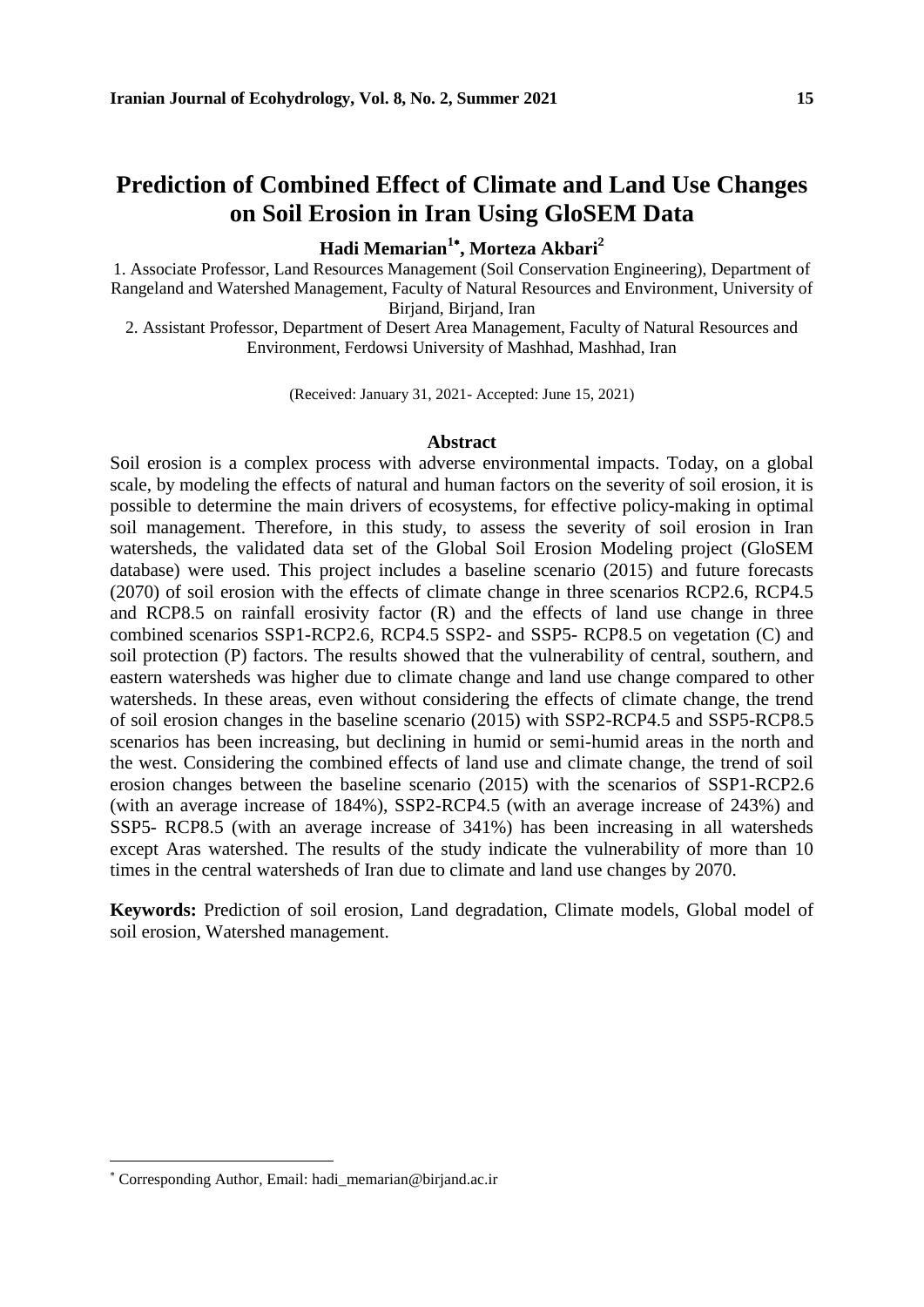# Prediction of Combined Effect of Climate and Land Use Changes on Soil Erosion in Iran Using GloSEM Data

**Hadi Memarian[1*], Morteza Akbari[2]**

1. Associate Professor, Land Resources Management (Soil Conservation Engineering), Department of Rangeland and Watershed Management, Faculty of Natural Resources and Environment, University of Birjand, Birjand, Iran

2. Assistant Professor, Department of Desert Area Management, Faculty of Natural Resources and Environment, Ferdowsi University of Mashhad, Mashhad, Iran

(Received: January 31, 2021- Accepted: June 15, 2021)

## Abstract

Soil erosion is a complex process with adverse environmental impacts. Today, on a global scale, by modeling the effects of natural and human factors on the severity of soil erosion, it is possible to determine the main drivers of ecosystems, for effective policy-making in optimal soil management. Therefore, in this study, to assess the severity of soil erosion in Iran watersheds, the validated data set of the Global Soil Erosion Modeling project (GloSEM database) were used. This project includes a baseline scenario (2015) and future forecasts (2070) of soil erosion with the effects of climate change in three scenarios RCP2.6, RCP4.5 and RCP8.5 on rainfall erosivity factor (R) and the effects of land use change in three combined scenarios SSP1-RCP2.6, RCP4.5 SSP2- and SSP5- RCP8.5 on vegetation (C) and soil protection (P) factors. The results showed that the vulnerability of central, southern, and eastern watersheds was higher due to climate change and land use change compared to other watersheds. In these areas, even without considering the effects of climate change, the trend of soil erosion changes in the baseline scenario (2015) with SSP2-RCP4.5 and SSP5-RCP8.5 scenarios has been increasing, but declining in humid or semi-humid areas in the north and the west. Considering the combined effects of land use and climate change, the trend of soil erosion changes between the baseline scenario (2015) with the scenarios of SSP1-RCP2.6 (with an average increase of 184%), SSP2-RCP4.5 (with an average increase of 243%) and SSP5- RCP8.5 (with an average increase of 341%) has been increasing in all watersheds except Aras watershed. The results of the study indicate the vulnerability of more than 10 times in the central watersheds of Iran due to climate and land use changes by 2070.

**Keywords:** Prediction of soil erosion, Land degradation, Climate models, Global model of soil erosion, Watershed management.

---

* Corresponding Author, Email: hadi_memarian@birjand.ac.ir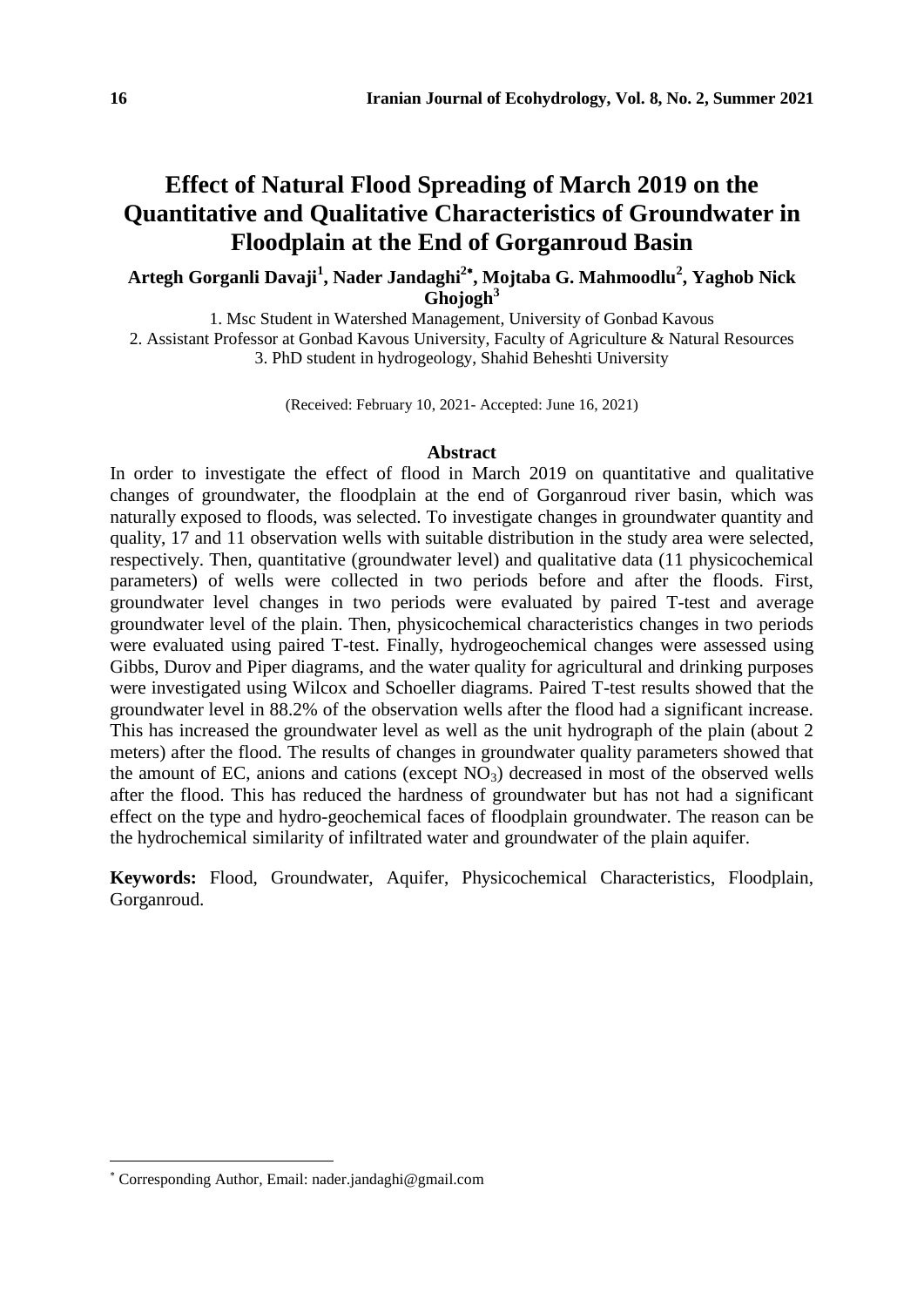# Effect of Natural Flood Spreading of March 2019 on the Quantitative and Qualitative Characteristics of Groundwater in Floodplain at the End of Gorganroud Basin

**Artegh Gorganli Davaji[1], Nader Jandaghi[2*], Mojtaba G. Mahmoodlu[2], Yaghob Nick Ghojogh[3]**

1. Msc Student in Watershed Management, University of Gonbad Kavous
2. Assistant Professor at Gonbad Kavous University, Faculty of Agriculture & Natural Resources
3. PhD student in hydrogeology, Shahid Beheshti University

(Received: February 10, 2021- Accepted: June 16, 2021)

## Abstract

In order to investigate the effect of flood in March 2019 on quantitative and qualitative changes of groundwater, the floodplain at the end of Gorganroud river basin, which was naturally exposed to floods, was selected. To investigate changes in groundwater quantity and quality, 17 and 11 observation wells with suitable distribution in the study area were selected, respectively. Then, quantitative (groundwater level) and qualitative data (11 physicochemical parameters) of wells were collected in two periods before and after the floods. First, groundwater level changes in two periods were evaluated by paired T-test and average groundwater level of the plain. Then, physicochemical characteristics changes in two periods were evaluated using paired T-test. Finally, hydrogeochemical changes were assessed using Gibbs, Durov and Piper diagrams, and the water quality for agricultural and drinking purposes were investigated using Wilcox and Schoeller diagrams. Paired T-test results showed that the groundwater level in 88.2% of the observation wells after the flood had a significant increase. This has increased the groundwater level as well as the unit hydrograph of the plain (about 2 meters) after the flood. The results of changes in groundwater quality parameters showed that the amount of EC, anions and cations (except $NO_3$) decreased in most of the observed wells after the flood. This has reduced the hardness of groundwater but has not had a significant effect on the type and hydro-geochemical faces of floodplain groundwater. The reason can be the hydrochemical similarity of infiltrated water and groundwater of the plain aquifer.

**Keywords:** Flood, Groundwater, Aquifer, Physicochemical Characteristics, Floodplain, Gorganroud.

---

[*] Corresponding Author, Email: nader.jandaghi@gmail.com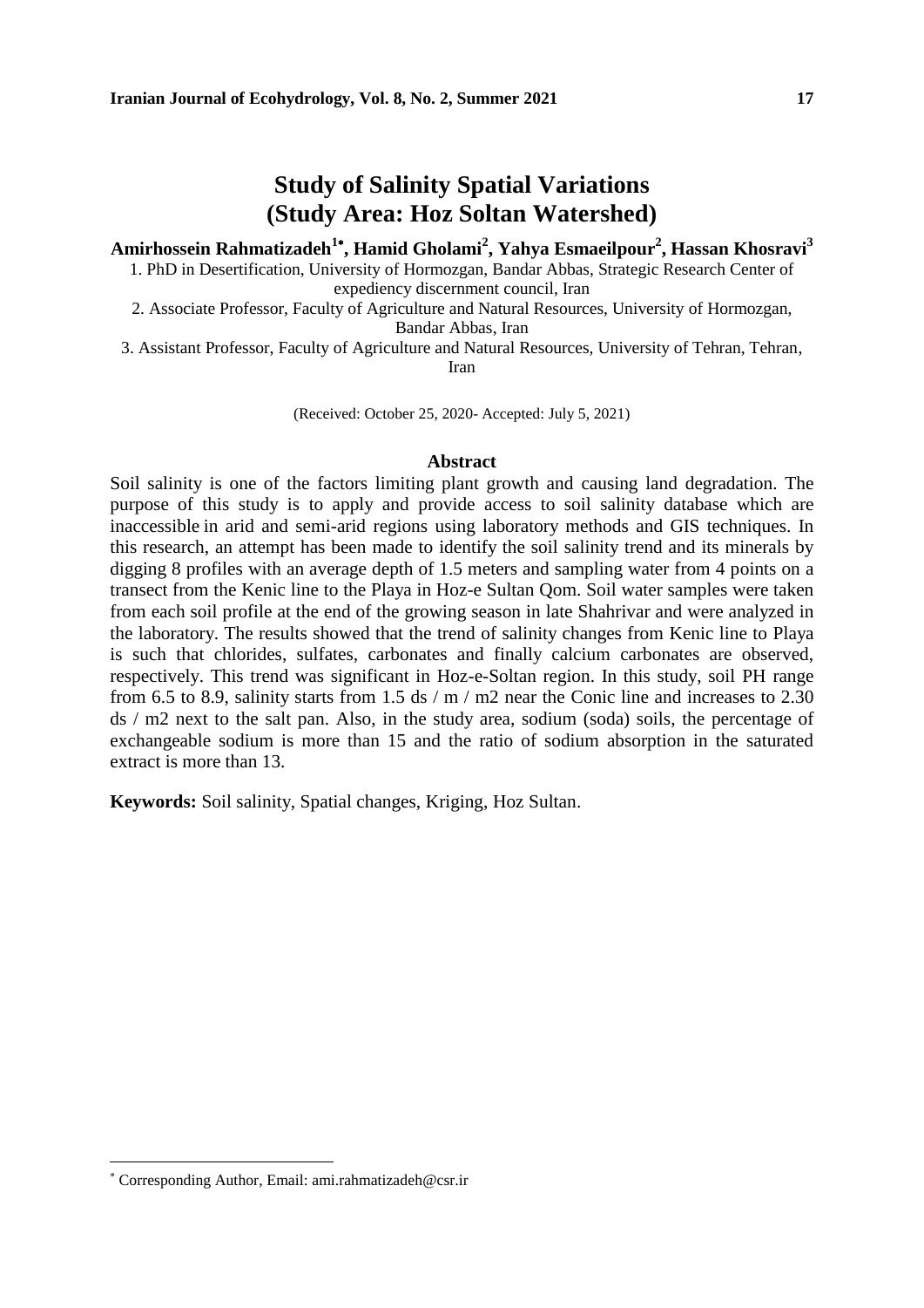# Study of Salinity Spatial Variations (Study Area: Hoz Soltan Watershed)

**Amirhossein Rahmatizadeh[1*], Hamid Gholami[2], Yahya Esmaeilpour[2], Hassan Khosravi[3]**

1. PhD in Desertification, University of Hormozgan, Bandar Abbas, Strategic Research Center of expediency discernment council, Iran
2. Associate Professor, Faculty of Agriculture and Natural Resources, University of Hormozgan, Bandar Abbas, Iran
3. Assistant Professor, Faculty of Agriculture and Natural Resources, University of Tehran, Tehran, Iran

(Received: October 25, 2020- Accepted: July 5, 2021)

## Abstract

Soil salinity is one of the factors limiting plant growth and causing land degradation. The purpose of this study is to apply and provide access to soil salinity database which are inaccessible in arid and semi-arid regions using laboratory methods and GIS techniques. In this research, an attempt has been made to identify the soil salinity trend and its minerals by digging 8 profiles with an average depth of 1.5 meters and sampling water from 4 points on a transect from the Kenic line to the Playa in Hoz-e Sultan Qom. Soil water samples were taken from each soil profile at the end of the growing season in late Shahrivar and were analyzed in the laboratory. The results showed that the trend of salinity changes from Kenic line to Playa is such that chlorides, sulfates, carbonates and finally calcium carbonates are observed, respectively. This trend was significant in Hoz-e-Soltan region. In this study, soil PH range from 6.5 to 8.9, salinity starts from 1.5 ds / m / m2 near the Conic line and increases to 2.30 ds / m2 next to the salt pan. Also, in the study area, sodium (soda) soils, the percentage of exchangeable sodium is more than 15 and the ratio of sodium absorption in the saturated extract is more than 13.

**Keywords:** Soil salinity, Spatial changes, Kriging, Hoz Sultan.

---

\* Corresponding Author, Email: ami.rahmatizadeh@csr.ir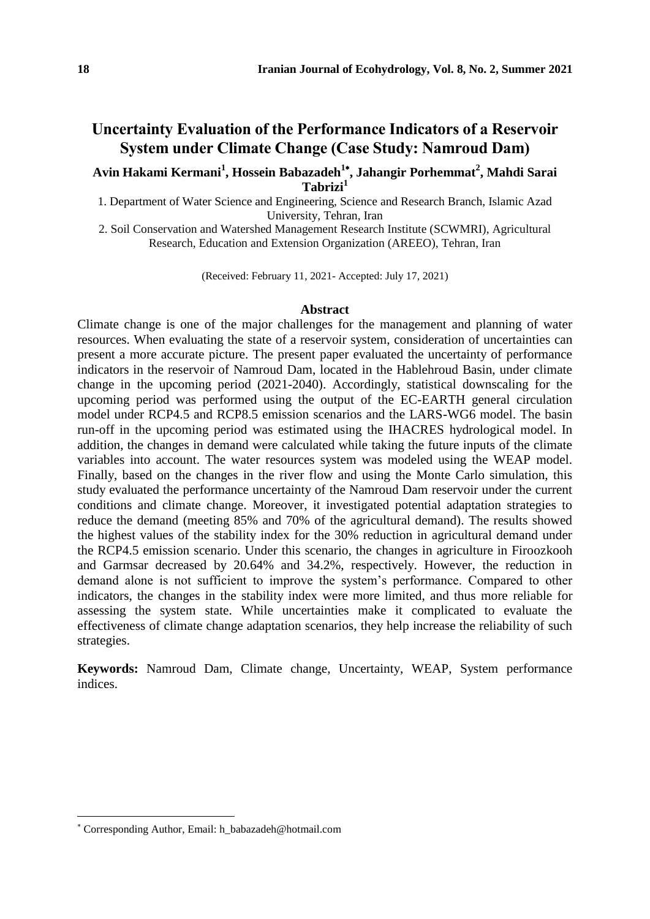# Uncertainty Evaluation of the Performance Indicators of a Reservoir System under Climate Change (Case Study: Namroud Dam)

**Avin Hakami Kermani[1], Hossein Babazadeh[1*], Jahangir Porhemmat[2], Mahdi Sarai Tabrizi[1]**

1. Department of Water Science and Engineering, Science and Research Branch, Islamic Azad University, Tehran, Iran
2. Soil Conservation and Watershed Management Research Institute (SCWMRI), Agricultural Research, Education and Extension Organization (AREEO), Tehran, Iran

(Received: February 11, 2021- Accepted: July 17, 2021)

## Abstract

Climate change is one of the major challenges for the management and planning of water resources. When evaluating the state of a reservoir system, consideration of uncertainties can present a more accurate picture. The present paper evaluated the uncertainty of performance indicators in the reservoir of Namroud Dam, located in the Hablehroud Basin, under climate change in the upcoming period (2021-2040). Accordingly, statistical downscaling for the upcoming period was performed using the output of the EC-EARTH general circulation model under RCP4.5 and RCP8.5 emission scenarios and the LARS-WG6 model. The basin run-off in the upcoming period was estimated using the IHACRES hydrological model. In addition, the changes in demand were calculated while taking the future inputs of the climate variables into account. The water resources system was modeled using the WEAP model. Finally, based on the changes in the river flow and using the Monte Carlo simulation, this study evaluated the performance uncertainty of the Namroud Dam reservoir under the current conditions and climate change. Moreover, it investigated potential adaptation strategies to reduce the demand (meeting 85% and 70% of the agricultural demand). The results showed the highest values of the stability index for the 30% reduction in agricultural demand under the RCP4.5 emission scenario. Under this scenario, the changes in agriculture in Firoozkooh and Garmsar decreased by 20.64% and 34.2%, respectively. However, the reduction in demand alone is not sufficient to improve the system's performance. Compared to other indicators, the changes in the stability index were more limited, and thus more reliable for assessing the system state. While uncertainties make it complicated to evaluate the effectiveness of climate change adaptation scenarios, they help increase the reliability of such strategies.

**Keywords:** Namroud Dam, Climate change, Uncertainty, WEAP, System performance indices.

---

[*] Corresponding Author, Email: h_babazadeh@hotmail.com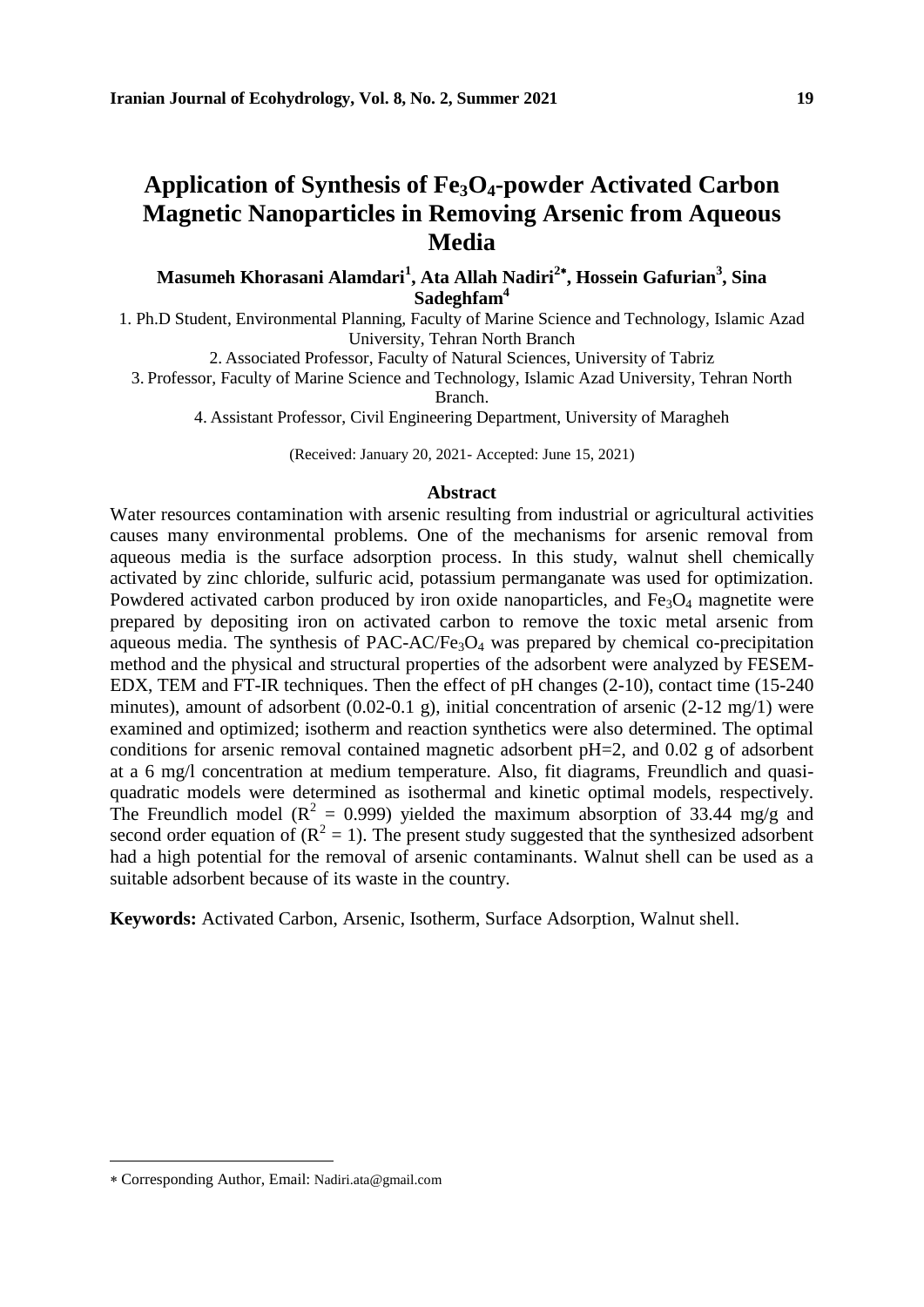# Application of Synthesis of $Fe_3O_4$-powder Activated Carbon Magnetic Nanoparticles in Removing Arsenic from Aqueous Media

**Masumeh Khorasani Alamdari[1], Ata Allah Nadiri[2*], Hossein Gafurian[3], Sina Sadeghfam[4]**

1. Ph.D Student, Environmental Planning, Faculty of Marine Science and Technology, Islamic Azad University, Tehran North Branch
2. Associated Professor, Faculty of Natural Sciences, University of Tabriz
3. Professor, Faculty of Marine Science and Technology, Islamic Azad University, Tehran North Branch.
4. Assistant Professor, Civil Engineering Department, University of Maragheh

(Received: January 20, 2021- Accepted: June 15, 2021)

## Abstract

Water resources contamination with arsenic resulting from industrial or agricultural activities causes many environmental problems. One of the mechanisms for arsenic removal from aqueous media is the surface adsorption process. In this study, walnut shell chemically activated by zinc chloride, sulfuric acid, potassium permanganate was used for optimization. Powdered activated carbon produced by iron oxide nanoparticles, and $Fe_3O_4$ magnetite were prepared by depositing iron on activated carbon to remove the toxic metal arsenic from aqueous media. The synthesis of PAC-AC/$Fe_3O_4$ was prepared by chemical co-precipitation method and the physical and structural properties of the adsorbent were analyzed by FESEM-EDX, TEM and FT-IR techniques. Then the effect of pH changes (2-10), contact time (15-240 minutes), amount of adsorbent (0.02-0.1 g), initial concentration of arsenic (2-12 mg/1) were examined and optimized; isotherm and reaction synthetics were also determined. The optimal conditions for arsenic removal contained magnetic adsorbent pH=2, and 0.02 g of adsorbent at a 6 mg/l concentration at medium temperature. Also, fit diagrams, Freundlich and quasi-quadratic models were determined as isothermal and kinetic optimal models, respectively. The Freundlich model ($R^2$ = 0.999) yielded the maximum absorption of 33.44 mg/g and second order equation of ($R^2$ = 1). The present study suggested that the synthesized adsorbent had a high potential for the removal of arsenic contaminants. Walnut shell can be used as a suitable adsorbent because of its waste in the country.

**Keywords:** Activated Carbon, Arsenic, Isotherm, Surface Adsorption, Walnut shell.

---

* Corresponding Author, Email: Nadiri.ata@gmail.com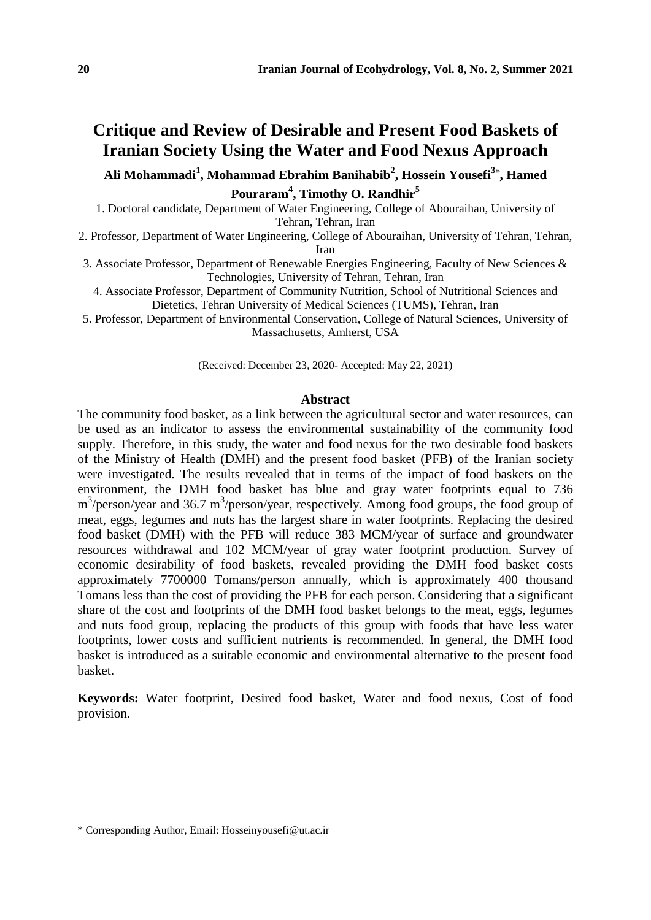# Critique and Review of Desirable and Present Food Baskets of Iranian Society Using the Water and Food Nexus Approach

**Ali Mohammadi[1], Mohammad Ebrahim Banihabib[2], Hossein Yousefi[3*], Hamed Pouraram[4], Timothy O. Randhir[5]**

1. Doctoral candidate, Department of Water Engineering, College of Abouraihan, University of Tehran, Tehran, Iran
2. Professor, Department of Water Engineering, College of Abouraihan, University of Tehran, Tehran, Iran
3. Associate Professor, Department of Renewable Energies Engineering, Faculty of New Sciences & Technologies, University of Tehran, Tehran, Iran
4. Associate Professor, Department of Community Nutrition, School of Nutritional Sciences and Dietetics, Tehran University of Medical Sciences (TUMS), Tehran, Iran
5. Professor, Department of Environmental Conservation, College of Natural Sciences, University of Massachusetts, Amherst, USA

(Received: December 23, 2020- Accepted: May 22, 2021)

## Abstract

The community food basket, as a link between the agricultural sector and water resources, can be used as an indicator to assess the environmental sustainability of the community food supply. Therefore, in this study, the water and food nexus for the two desirable food baskets of the Ministry of Health (DMH) and the present food basket (PFB) of the Iranian society were investigated. The results revealed that in terms of the impact of food baskets on the environment, the DMH food basket has blue and gray water footprints equal to 736 $m^3$/person/year and 36.7 $m^3$/person/year, respectively. Among food groups, the food group of meat, eggs, legumes and nuts has the largest share in water footprints. Replacing the desired food basket (DMH) with the PFB will reduce 383 MCM/year of surface and groundwater resources withdrawal and 102 MCM/year of gray water footprint production. Survey of economic desirability of food baskets, revealed providing the DMH food basket costs approximately 7700000 Tomans/person annually, which is approximately 400 thousand Tomans less than the cost of providing the PFB for each person. Considering that a significant share of the cost and footprints of the DMH food basket belongs to the meat, eggs, legumes and nuts food group, replacing the products of this group with foods that have less water footprints, lower costs and sufficient nutrients is recommended. In general, the DMH food basket is introduced as a suitable economic and environmental alternative to the present food basket.

**Keywords:** Water footprint, Desired food basket, Water and food nexus, Cost of food provision.

---

* Corresponding Author, Email: Hosseinyousefi@ut.ac.ir